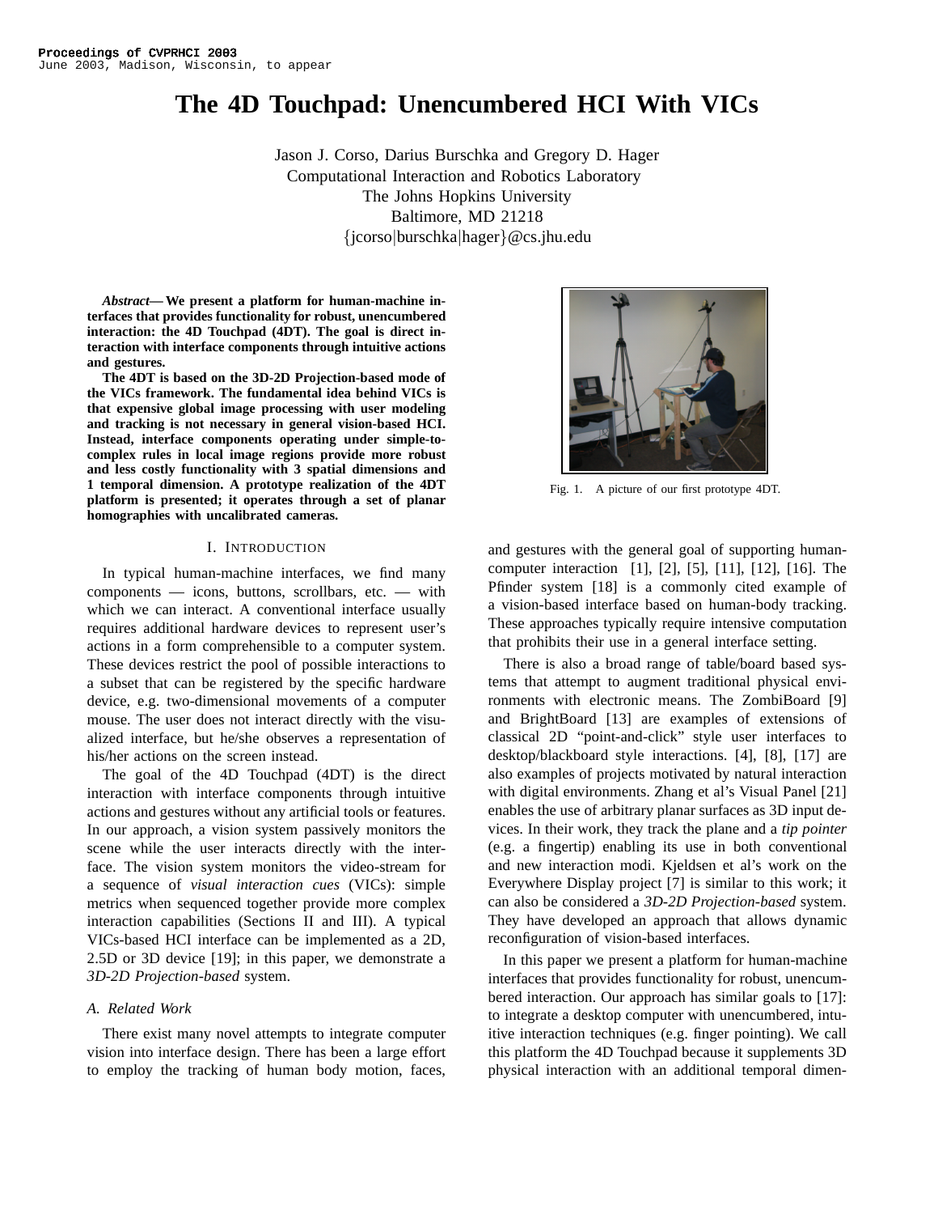Proceedings of CVPRHCI 2003
June 2003, Madison, Wisconsin, to appear

# The 4D Touchpad: Unencumbered HCI With VICs

Jason J. Corso, Darius Burschka and Gregory D. Hager
Computational Interaction and Robotics Laboratory
The Johns Hopkins University
Baltimore, MD 21218
{jcorso|burschka|hager}@cs.jhu.edu

***Abstract*— We present a platform for human-machine interfaces that provides functionality for robust, unencumbered interaction: the 4D Touchpad (4DT). The goal is direct interaction with interface components through intuitive actions and gestures.**

**The 4DT is based on the 3D-2D Projection-based mode of the VICs framework. The fundamental idea behind VICs is that expensive global image processing with user modeling and tracking is not necessary in general vision-based HCI. Instead, interface components operating under simple-to-complex rules in local image regions provide more robust and less costly functionality with 3 spatial dimensions and 1 temporal dimension. A prototype realization of the 4DT platform is presented; it operates through a set of planar homographies with uncalibrated cameras.**

## I. Introduction

In typical human-machine interfaces, we find many components — icons, buttons, scrollbars, etc. — with which we can interact. A conventional interface usually requires additional hardware devices to represent user's actions in a form comprehensible to a computer system. These devices restrict the pool of possible interactions to a subset that can be registered by the specific hardware device, e.g. two-dimensional movements of a computer mouse. The user does not interact directly with the visualized interface, but he/she observes a representation of his/her actions on the screen instead.

The goal of the 4D Touchpad (4DT) is the direct interaction with interface components through intuitive actions and gestures without any artificial tools or features. In our approach, a vision system passively monitors the scene while the user interacts directly with the interface. The vision system monitors the video-stream for a sequence of *visual interaction cues* (VICs): simple metrics when sequenced together provide more complex interaction capabilities (Sections II and III). A typical VICs-based HCI interface can be implemented as a 2D, 2.5D or 3D device [19]; in this paper, we demonstrate a *3D-2D Projection-based* system.

### A. Related Work

There exist many novel attempts to integrate computer vision into interface design. There has been a large effort to employ the tracking of human body motion, faces, and gestures with the general goal of supporting human-computer interaction [1], [2], [5], [11], [12], [16]. The Pfinder system [18] is a commonly cited example of a vision-based interface based on human-body tracking. These approaches typically require intensive computation that prohibits their use in a general interface setting.

There is also a broad range of table/board based systems that attempt to augment traditional physical environments with electronic means. The ZombiBoard [9] and BrightBoard [13] are examples of extensions of classical 2D "point-and-click" style user interfaces to desktop/blackboard style interactions. [4], [8], [17] are also examples of projects motivated by natural interaction with digital environments. Zhang et al's Visual Panel [21] enables the use of arbitrary planar surfaces as 3D input devices. In their work, they track the plane and a *tip pointer* (e.g. a fingertip) enabling its use in both conventional and new interaction modi. Kjeldsen et al's work on the Everywhere Display project [7] is similar to this work; it can also be considered a *3D-2D Projection-based* system. They have developed an approach that allows dynamic reconfiguration of vision-based interfaces.

In this paper we present a platform for human-machine interfaces that provides functionality for robust, unencumbered interaction. Our approach has similar goals to [17]: to integrate a desktop computer with unencumbered, intuitive interaction techniques (e.g. finger pointing). We call this platform the 4D Touchpad because it supplements 3D physical interaction with an additional temporal dimen-

Fig. 1. A picture of our first prototype 4DT.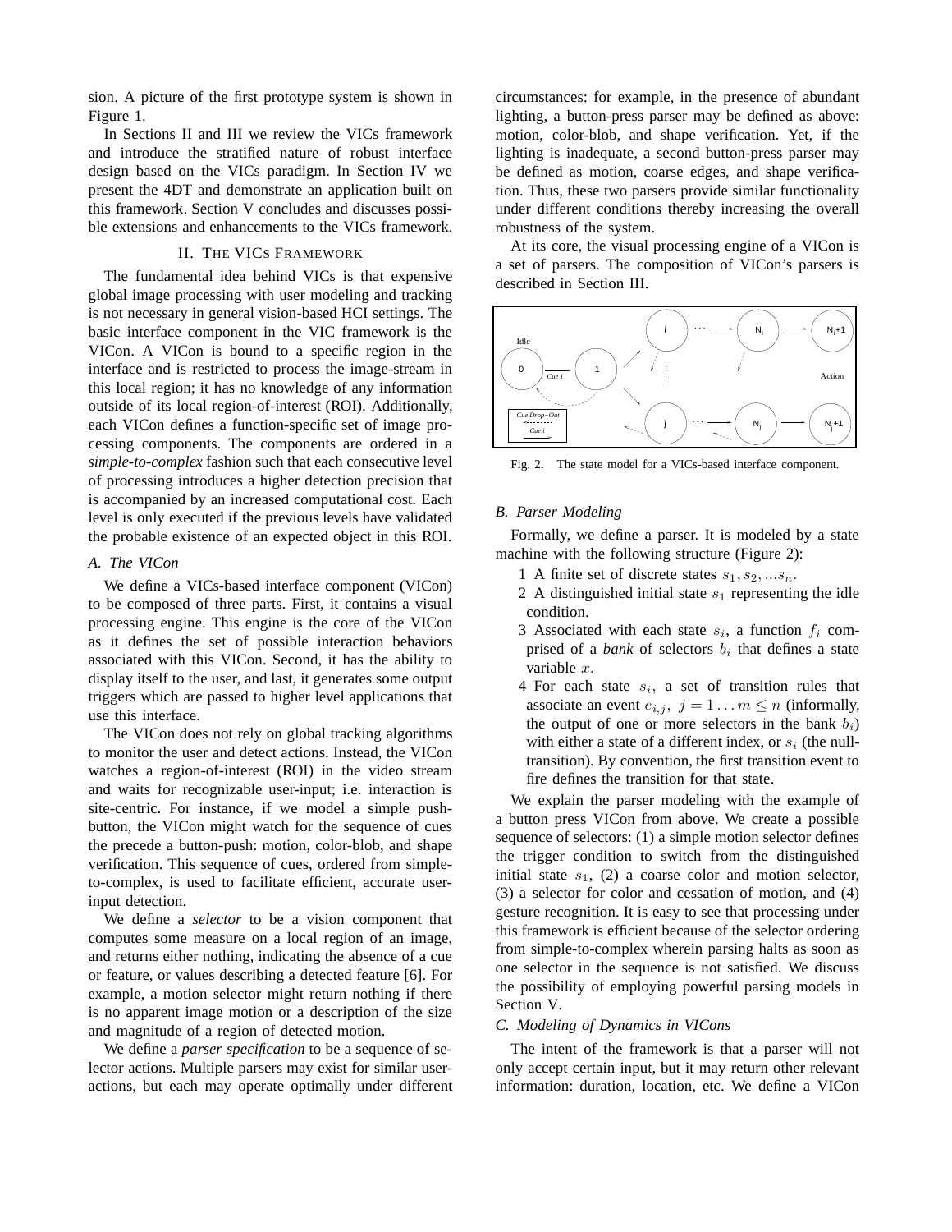sion. A picture of the first prototype system is shown in Figure 1.

In Sections II and III we review the VICs framework and introduce the stratified nature of robust interface design based on the VICs paradigm. In Section IV we present the 4DT and demonstrate an application built on this framework. Section V concludes and discusses possible extensions and enhancements to the VICs framework.

## II. The VICs Framework

The fundamental idea behind VICs is that expensive global image processing with user modeling and tracking is not necessary in general vision-based HCI settings. The basic interface component in the VIC framework is the VICon. A VICon is bound to a specific region in the interface and is restricted to process the image-stream in this local region; it has no knowledge of any information outside of its local region-of-interest (ROI). Additionally, each VICon defines a function-specific set of image processing components. The components are ordered in a *simple-to-complex* fashion such that each consecutive level of processing introduces a higher detection precision that is accompanied by an increased computational cost. Each level is only executed if the previous levels have validated the probable existence of an expected object in this ROI.

### A. The VICon

We define a VICs-based interface component (VICon) to be composed of three parts. First, it contains a visual processing engine. This engine is the core of the VICon as it defines the set of possible interaction behaviors associated with this VICon. Second, it has the ability to display itself to the user, and last, it generates some output triggers which are passed to higher level applications that use this interface.

The VICon does not rely on global tracking algorithms to monitor the user and detect actions. Instead, the VICon watches a region-of-interest (ROI) in the video stream and waits for recognizable user-input; i.e. interaction is site-centric. For instance, if we model a simple push-button, the VICon might watch for the sequence of cues the precede a button-push: motion, color-blob, and shape verification. This sequence of cues, ordered from simple-to-complex, is used to facilitate efficient, accurate user-input detection.

We define a *selector* to be a vision component that computes some measure on a local region of an image, and returns either nothing, indicating the absence of a cue or feature, or values describing a detected feature [6]. For example, a motion selector might return nothing if there is no apparent image motion or a description of the size and magnitude of a region of detected motion.

We define a *parser specification* to be a sequence of selector actions. Multiple parsers may exist for similar user-actions, but each may operate optimally under different circumstances: for example, in the presence of abundant lighting, a button-press parser may be defined as above: motion, color-blob, and shape verification. Yet, if the lighting is inadequate, a second button-press parser may be defined as motion, coarse edges, and shape verification. Thus, these two parsers provide similar functionality under different conditions thereby increasing the overall robustness of the system.

At its core, the visual processing engine of a VICon is a set of parsers. The composition of VICon's parsers is described in Section III.

Idle
0
Cue i
1
i
$N_i$
$N_i$+1
Action
j
$N_j$
$N_j$+1
Cue Drop−Out
Cue i

Fig. 2. The state model for a VICs-based interface component.

### B. Parser Modeling

Formally, we define a parser. It is modeled by a state machine with the following structure (Figure 2):

1. A finite set of discrete states $s_1, s_2, ...s_n$.
2. A distinguished initial state $s_1$ representing the idle condition.
3. Associated with each state $s_i$, a function $f_i$ comprised of a *bank* of selectors $b_i$ that defines a state variable $x$.
4. For each state $s_i$, a set of transition rules that associate an event $e_{i,j},\ j = 1 \ldots m \leq n$ (informally, the output of one or more selectors in the bank $b_i$) with either a state of a different index, or $s_i$ (the null-transition). By convention, the first transition event to fire defines the transition for that state.

We explain the parser modeling with the example of a button press VICon from above. We create a possible sequence of selectors: (1) a simple motion selector defines the trigger condition to switch from the distinguished initial state $s_1$, (2) a coarse color and motion selector, (3) a selector for color and cessation of motion, and (4) gesture recognition. It is easy to see that processing under this framework is efficient because of the selector ordering from simple-to-complex wherein parsing halts as soon as one selector in the sequence is not satisfied. We discuss the possibility of employing powerful parsing models in Section V.

### C. Modeling of Dynamics in VICons

The intent of the framework is that a parser will not only accept certain input, but it may return other relevant information: duration, location, etc. We define a VICon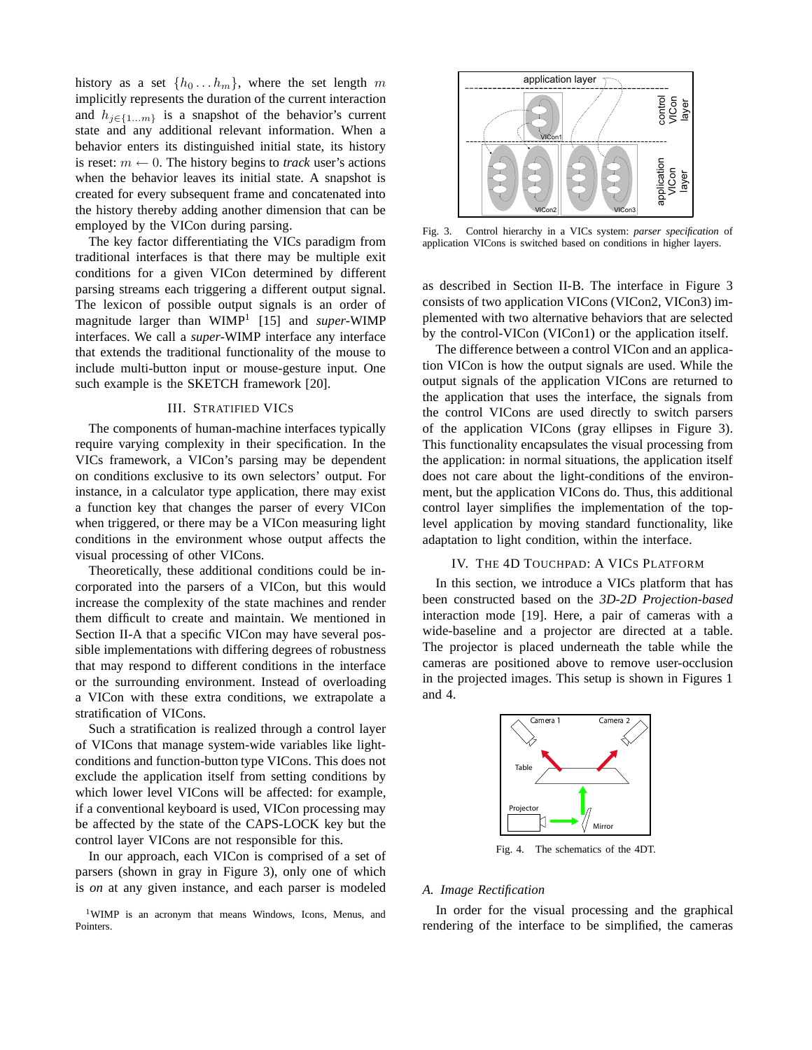history as a set $\{h_0 \dots h_m\}$, where the set length $m$ implicitly represents the duration of the current interaction and $h_{j \in \{1 \dots m\}}$ is a snapshot of the behavior's current state and any additional relevant information. When a behavior enters its distinguished initial state, its history is reset: $m \leftarrow 0$. The history begins to *track* user's actions when the behavior leaves its initial state. A snapshot is created for every subsequent frame and concatenated into the history thereby adding another dimension that can be employed by the VICon during parsing.

The key factor differentiating the VICs paradigm from traditional interfaces is that there may be multiple exit conditions for a given VICon determined by different parsing streams each triggering a different output signal. The lexicon of possible output signals is an order of magnitude larger than WIMP[1] [15] and *super*-WIMP interfaces. We call a *super*-WIMP interface any interface that extends the traditional functionality of the mouse to include multi-button input or mouse-gesture input. One such example is the SKETCH framework [20].

## III. Stratified VICs

The components of human-machine interfaces typically require varying complexity in their specification. In the VICs framework, a VICon's parsing may be dependent on conditions exclusive to its own selectors' output. For instance, in a calculator type application, there may exist a function key that changes the parser of every VICon when triggered, or there may be a VICon measuring light conditions in the environment whose output affects the visual processing of other VICons.

Theoretically, these additional conditions could be incorporated into the parsers of a VICon, but this would increase the complexity of the state machines and render them difficult to create and maintain. We mentioned in Section II-A that a specific VICon may have several possible implementations with differing degrees of robustness that may respond to different conditions in the interface or the surrounding environment. Instead of overloading a VICon with these extra conditions, we extrapolate a stratification of VICons.

Such a stratification is realized through a control layer of VICons that manage system-wide variables like light-conditions and function-button type VICons. This does not exclude the application itself from setting conditions by which lower level VICons will be affected: for example, if a conventional keyboard is used, VICon processing may be affected by the state of the CAPS-LOCK key but the control layer VICons are not responsible for this.

In our approach, each VICon is comprised of a set of parsers (shown in gray in Figure 3), only one of which is *on* at any given instance, and each parser is modeled as described in Section II-B. The interface in Figure 3 consists of two application VICons (VICon2, VICon3) implemented with two alternative behaviors that are selected by the control-VICon (VICon1) or the application itself.

[1]WIMP is an acronym that means Windows, Icons, Menus, and Pointers.

application layer
control VICon layer
application VICon layer
VICon1
VICon2
VICon3

Fig. 3. Control hierarchy in a VICs system: *parser specification* of application VICons is switched based on conditions in higher layers.

The difference between a control VICon and an application VICon is how the output signals are used. While the output signals of the application VICons are returned to the application that uses the interface, the signals from the control VICons are used directly to switch parsers of the application VICons (gray ellipses in Figure 3). This functionality encapsulates the visual processing from the application: in normal situations, the application itself does not care about the light-conditions of the environment, but the application VICons do. Thus, this additional control layer simplifies the implementation of the top-level application by moving standard functionality, like adaptation to light condition, within the interface.

## IV. The 4D Touchpad: A VICs Platform

In this section, we introduce a VICs platform that has been constructed based on the *3D-2D Projection-based* interaction mode [19]. Here, a pair of cameras with a wide-baseline and a projector are directed at a table. The projector is placed underneath the table while the cameras are positioned above to remove user-occlusion in the projected images. This setup is shown in Figures 1 and 4.

Camera 1
Camera 2
Table
Projector
Mirror

Fig. 4. The schematics of the 4DT.

### A. Image Rectification

In order for the visual processing and the graphical rendering of the interface to be simplified, the cameras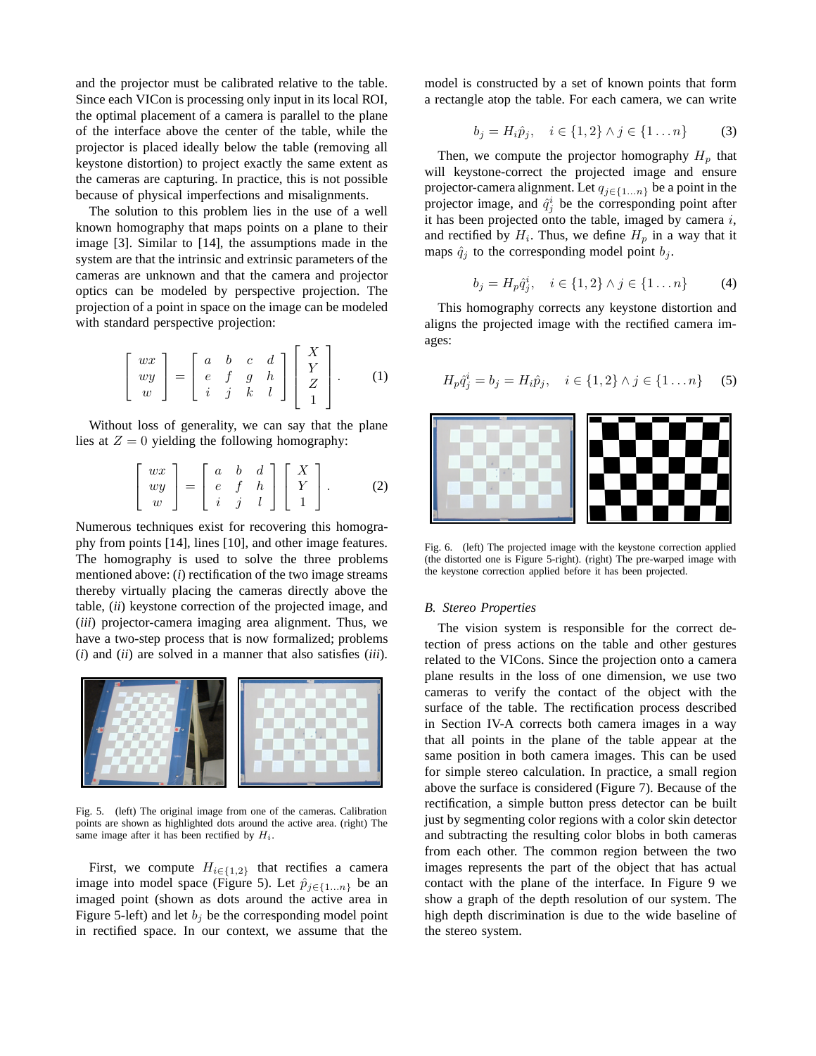and the projector must be calibrated relative to the table. Since each VICon is processing only input in its local ROI, the optimal placement of a camera is parallel to the plane of the interface above the center of the table, while the projector is placed ideally below the table (removing all keystone distortion) to project exactly the same extent as the cameras are capturing. In practice, this is not possible because of physical imperfections and misalignments.

The solution to this problem lies in the use of a well known homography that maps points on a plane to their image [3]. Similar to [14], the assumptions made in the system are that the intrinsic and extrinsic parameters of the cameras are unknown and that the camera and projector optics can be modeled by perspective projection. The projection of a point in space on the image can be modeled with standard perspective projection:

$$\begin{bmatrix} wx \\ wy \\ w \end{bmatrix} = \begin{bmatrix} a & b & c & d \\ e & f & g & h \\ i & j & k & l \end{bmatrix} \begin{bmatrix} X \\ Y \\ Z \\ 1 \end{bmatrix}. \tag{1}$$

Without loss of generality, we can say that the plane lies at $Z = 0$ yielding the following homography:

$$\begin{bmatrix} wx \\ wy \\ w \end{bmatrix} = \begin{bmatrix} a & b & d \\ e & f & h \\ i & j & l \end{bmatrix} \begin{bmatrix} X \\ Y \\ 1 \end{bmatrix}. \tag{2}$$

Numerous techniques exist for recovering this homography from points [14], lines [10], and other image features. The homography is used to solve the three problems mentioned above: (*i*) rectification of the two image streams thereby virtually placing the cameras directly above the table, (*ii*) keystone correction of the projected image, and (*iii*) projector-camera imaging area alignment. Thus, we have a two-step process that is now formalized; problems (*i*) and (*ii*) are solved in a manner that also satisfies (*iii*).

Fig. 5. (left) The original image from one of the cameras. Calibration points are shown as highlighted dots around the active area. (right) The same image after it has been rectified by $H_i$.

First, we compute $H_{i\in\{1,2\}}$ that rectifies a camera image into model space (Figure 5). Let $\hat{p}_{j\in\{1\ldots n\}}$ be an imaged point (shown as dots around the active area in Figure 5-left) and let $b_j$ be the corresponding model point in rectified space. In our context, we assume that the model is constructed by a set of known points that form a rectangle atop the table. For each camera, we can write

$$b_j = H_i \hat{p}_j, \quad i \in \{1, 2\} \wedge j \in \{1 \ldots n\} \tag{3}$$

Then, we compute the projector homography $H_p$ that will keystone-correct the projected image and ensure projector-camera alignment. Let $q_{j\in\{1\ldots n\}}$ be a point in the projector image, and $\hat{q}^i_j$ be the corresponding point after it has been projected onto the table, imaged by camera $i$, and rectified by $H_i$. Thus, we define $H_p$ in a way that it maps $\hat{q}_j$ to the corresponding model point $b_j$.

$$b_j = H_p \hat{q}^i_j, \quad i \in \{1, 2\} \wedge j \in \{1 \ldots n\} \tag{4}$$

This homography corrects any keystone distortion and aligns the projected image with the rectified camera images:

$$H_p \hat{q}^i_j = b_j = H_i \hat{p}_j, \quad i \in \{1, 2\} \wedge j \in \{1 \ldots n\} \tag{5}$$

Fig. 6. (left) The projected image with the keystone correction applied (the distorted one is Figure 5-right). (right) The pre-warped image with the keystone correction applied before it has been projected.

### B. Stereo Properties

The vision system is responsible for the correct detection of press actions on the table and other gestures related to the VICons. Since the projection onto a camera plane results in the loss of one dimension, we use two cameras to verify the contact of the object with the surface of the table. The rectification process described in Section IV-A corrects both camera images in a way that all points in the plane of the table appear at the same position in both camera images. This can be used for simple stereo calculation. In practice, a small region above the surface is considered (Figure 7). Because of the rectification, a simple button press detector can be built just by segmenting color regions with a color skin detector and subtracting the resulting color blobs in both cameras from each other. The common region between the two images represents the part of the object that has actual contact with the plane of the interface. In Figure 9 we show a graph of the depth resolution of our system. The high depth discrimination is due to the wide baseline of the stereo system.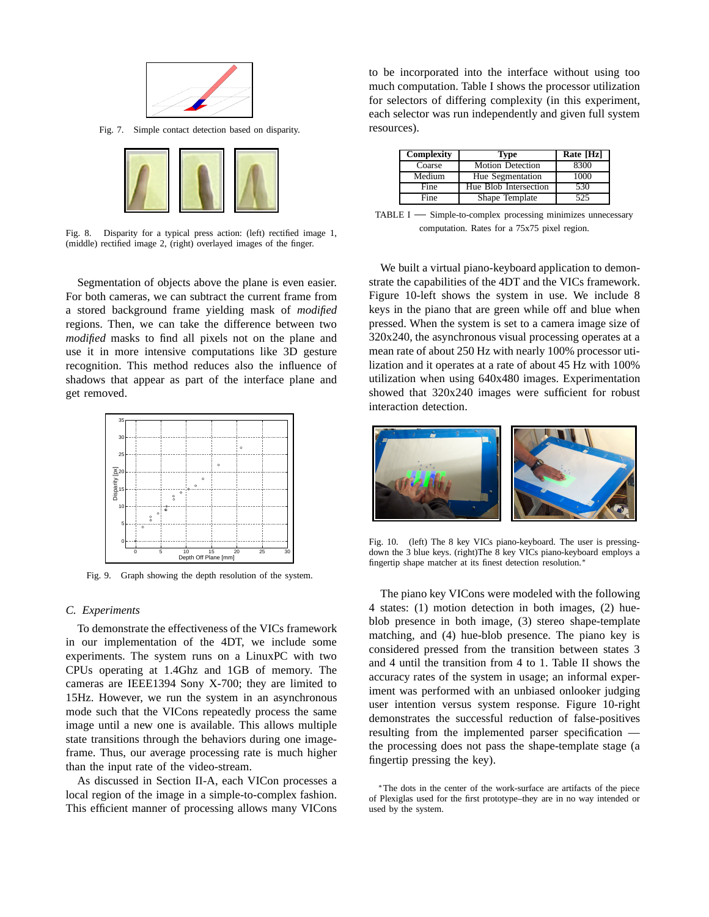Fig. 7. Simple contact detection based on disparity.

Fig. 8. Disparity for a typical press action: (left) rectified image 1, (middle) rectified image 2, (right) overlayed images of the finger.

Segmentation of objects above the plane is even easier. For both cameras, we can subtract the current frame from a stored background frame yielding mask of *modified* regions. Then, we can take the difference between two *modified* masks to find all pixels not on the plane and use it in more intensive computations like 3D gesture recognition. This method reduces also the influence of shadows that appear as part of the interface plane and get removed.

35
30
25
20
15
10
5
0
Disparity [px]
0 5 10 15 20 25 30
Depth Off Plane [mm]

Fig. 9. Graph showing the depth resolution of the system.

### C. Experiments

To demonstrate the effectiveness of the VICs framework in our implementation of the 4DT, we include some experiments. The system runs on a LinuxPC with two CPUs operating at 1.4Ghz and 1GB of memory. The cameras are IEEE1394 Sony X-700; they are limited to 15Hz. However, we run the system in an asynchronous mode such that the VICons repeatedly process the same image until a new one is available. This allows multiple state transitions through the behaviors during one image-frame. Thus, our average processing rate is much higher than the input rate of the video-stream.

As discussed in Section II-A, each VICon processes a local region of the image in a simple-to-complex fashion. This efficient manner of processing allows many VICons to be incorporated into the interface without using too much computation. Table I shows the processor utilization for selectors of differing complexity (in this experiment, each selector was run independently and given full system resources).

| Complexity | Type | Rate [Hz] |
|---|---|---|
| Coarse | Motion Detection | 8300 |
| Medium | Hue Segmentation | 1000 |
| Fine | Hue Blob Intersection | 530 |
| Fine | Shape Template | 525 |

TABLE I — Simple-to-complex processing minimizes unnecessary computation. Rates for a 75x75 pixel region.

We built a virtual piano-keyboard application to demonstrate the capabilities of the 4DT and the VICs framework. Figure 10-left shows the system in use. We include 8 keys in the piano that are green while off and blue when pressed. When the system is set to a camera image size of 320x240, the asynchronous visual processing operates at a mean rate of about 250 Hz with nearly 100% processor utilization and it operates at a rate of about 45 Hz with 100% utilization when using 640x480 images. Experimentation showed that 320x240 images were sufficient for robust interaction detection.

Fig. 10. (left) The 8 key VICs piano-keyboard. The user is pressing-down the 3 blue keys. (right)The 8 key VICs piano-keyboard employs a fingertip shape matcher at its finest detection resolution.*

The piano key VICons were modeled with the following 4 states: (1) motion detection in both images, (2) hue-blob presence in both image, (3) stereo shape-template matching, and (4) hue-blob presence. The piano key is considered pressed from the transition between states 3 and 4 until the transition from 4 to 1. Table II shows the accuracy rates of the system in usage; an informal experiment was performed with an unbiased onlooker judging user intention versus system response. Figure 10-right demonstrates the successful reduction of false-positives resulting from the implemented parser specification — the processing does not pass the shape-template stage (a fingertip pressing the key).

*The dots in the center of the work-surface are artifacts of the piece of Plexiglas used for the first prototype–they are in no way intended or used by the system.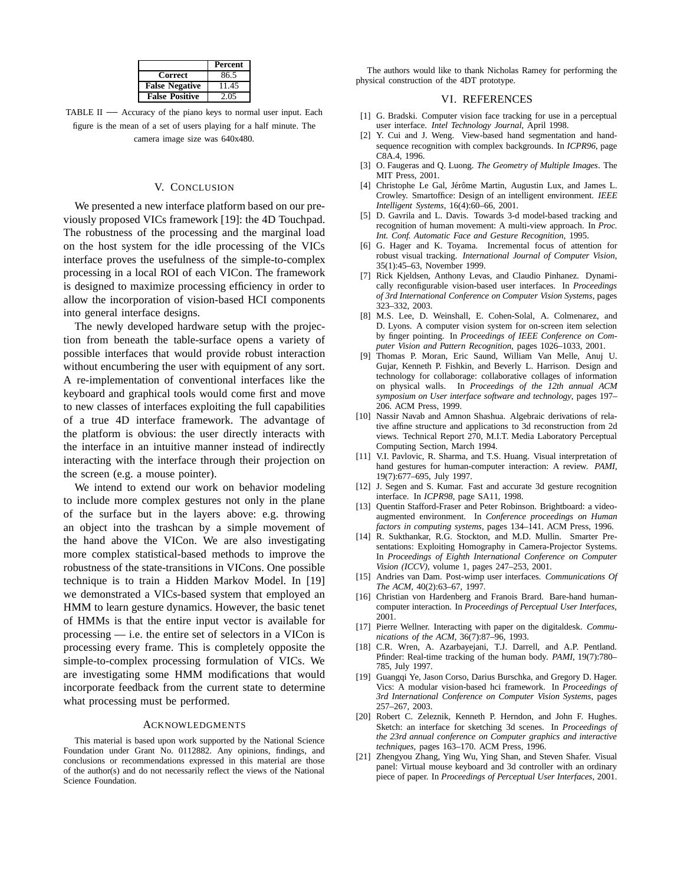| | Percent |
|---|---|
| **Correct** | 86.5 |
| **False Negative** | 11.45 |
| **False Positive** | 2.05 |

TABLE II — Accuracy of the piano keys to normal user input. Each figure is the mean of a set of users playing for a half minute. The camera image size was 640x480.

## V. Conclusion

We presented a new interface platform based on our previously proposed VICs framework [19]: the 4D Touchpad. The robustness of the processing and the marginal load on the host system for the idle processing of the VICs interface proves the usefulness of the simple-to-complex processing in a local ROI of each VICon. The framework is designed to maximize processing efficiency in order to allow the incorporation of vision-based HCI components into general interface designs.

The newly developed hardware setup with the projection from beneath the table-surface opens a variety of possible interfaces that would provide robust interaction without encumbering the user with equipment of any sort. A re-implementation of conventional interfaces like the keyboard and graphical tools would come first and move to new classes of interfaces exploiting the full capabilities of a true 4D interface framework. The advantage of the platform is obvious: the user directly interacts with the interface in an intuitive manner instead of indirectly interacting with the interface through their projection on the screen (e.g. a mouse pointer).

We intend to extend our work on behavior modeling to include more complex gestures not only in the plane of the surface but in the layers above: e.g. throwing an object into the trashcan by a simple movement of the hand above the VICon. We are also investigating more complex statistical-based methods to improve the robustness of the state-transitions in VICons. One possible technique is to train a Hidden Markov Model. In [19] we demonstrated a VICs-based system that employed an HMM to learn gesture dynamics. However, the basic tenet of HMMs is that the entire input vector is available for processing — i.e. the entire set of selectors in a VICon is processing every frame. This is completely opposite the simple-to-complex processing formulation of VICs. We are investigating some HMM modifications that would incorporate feedback from the current state to determine what processing must be performed.

## Acknowledgments

This material is based upon work supported by the National Science Foundation under Grant No. 0112882. Any opinions, findings, and conclusions or recommendations expressed in this material are those of the author(s) and do not necessarily reflect the views of the National Science Foundation.

The authors would like to thank Nicholas Ramey for performing the physical construction of the 4DT prototype.

## VI. References

[1] G. Bradski. Computer vision face tracking for use in a perceptual user interface. *Intel Technology Journal*, April 1998.

[2] Y. Cui and J. Weng. View-based hand segmentation and hand-sequence recognition with complex backgrounds. In *ICPR96*, page C8A.4, 1996.

[3] O. Faugeras and Q. Luong. *The Geometry of Multiple Images*. The MIT Press, 2001.

[4] Christophe Le Gal, Jérôme Martin, Augustin Lux, and James L. Crowley. Smartoffice: Design of an intelligent environment. *IEEE Intelligent Systems*, 16(4):60–66, 2001.

[5] D. Gavrila and L. Davis. Towards 3-d model-based tracking and recognition of human movement: A multi-view approach. In *Proc. Int. Conf. Automatic Face and Gesture Recognition*, 1995.

[6] G. Hager and K. Toyama. Incremental focus of attention for robust visual tracking. *International Journal of Computer Vision*, 35(1):45–63, November 1999.

[7] Rick Kjeldsen, Anthony Levas, and Claudio Pinhanez. Dynamically reconfigurable vision-based user interfaces. In *Proceedings of 3rd International Conference on Computer Vision Systems*, pages 323–332, 2003.

[8] M.S. Lee, D. Weinshall, E. Cohen-Solal, A. Colmenarez, and D. Lyons. A computer vision system for on-screen item selection by finger pointing. In *Proceedings of IEEE Conference on Computer Vision and Pattern Recognition*, pages 1026–1033, 2001.

[9] Thomas P. Moran, Eric Saund, William Van Melle, Anuj U. Gujar, Kenneth P. Fishkin, and Beverly L. Harrison. Design and technology for collaborage: collaborative collages of information on physical walls. In *Proceedings of the 12th annual ACM symposium on User interface software and technology*, pages 197–206. ACM Press, 1999.

[10] Nassir Navab and Amnon Shashua. Algebraic derivations of relative affine structure and applications to 3d reconstruction from 2d views. Technical Report 270, M.I.T. Media Laboratory Perceptual Computing Section, March 1994.

[11] V.I. Pavlovic, R. Sharma, and T.S. Huang. Visual interpretation of hand gestures for human-computer interaction: A review. *PAMI*, 19(7):677–695, July 1997.

[12] J. Segen and S. Kumar. Fast and accurate 3d gesture recognition interface. In *ICPR98*, page SA11, 1998.

[13] Quentin Stafford-Fraser and Peter Robinson. Brightboard: a video-augmented environment. In *Conference proceedings on Human factors in computing systems*, pages 134–141. ACM Press, 1996.

[14] R. Sukthankar, R.G. Stockton, and M.D. Mullin. Smarter Presentations: Exploiting Homography in Camera-Projector Systems. In *Proceedings of Eighth International Conference on Computer Vision (ICCV)*, volume 1, pages 247–253, 2001.

[15] Andries van Dam. Post-wimp user interfaces. *Communications Of The ACM*, 40(2):63–67, 1997.

[16] Christian von Hardenberg and Franois Brard. Bare-hand human-computer interaction. In *Proceedings of Perceptual User Interfaces*, 2001.

[17] Pierre Wellner. Interacting with paper on the digitaldesk. *Communications of the ACM*, 36(7):87–96, 1993.

[18] C.R. Wren, A. Azarbayejani, T.J. Darrell, and A.P. Pentland. Pfinder: Real-time tracking of the human body. *PAMI*, 19(7):780–785, July 1997.

[19] Guangqi Ye, Jason Corso, Darius Burschka, and Gregory D. Hager. Vics: A modular vision-based hci framework. In *Proceedings of 3rd International Conference on Computer Vision Systems*, pages 257–267, 2003.

[20] Robert C. Zeleznik, Kenneth P. Herndon, and John F. Hughes. Sketch: an interface for sketching 3d scenes. In *Proceedings of the 23rd annual conference on Computer graphics and interactive techniques*, pages 163–170. ACM Press, 1996.

[21] Zhengyou Zhang, Ying Wu, Ying Shan, and Steven Shafer. Visual panel: Virtual mouse keyboard and 3d controller with an ordinary piece of paper. In *Proceedings of Perceptual User Interfaces*, 2001.